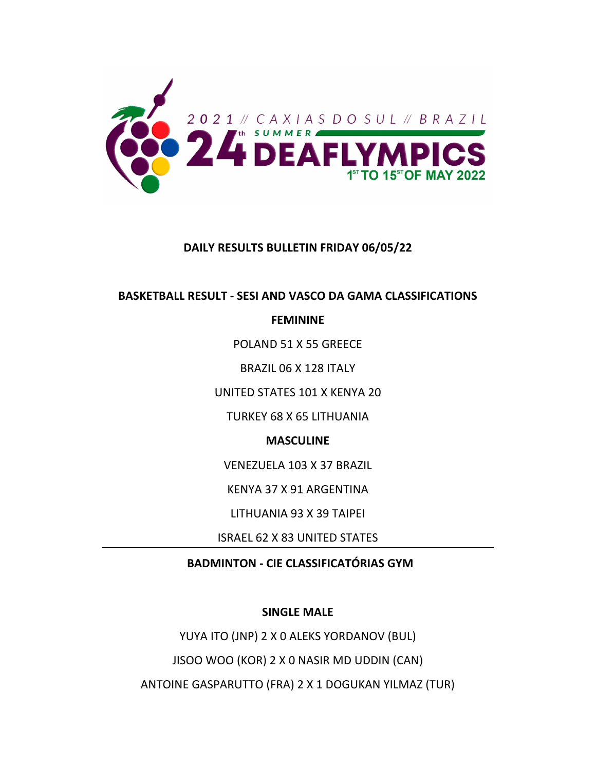2021 // CAXIAS DO SUL // BRAZIL

24th SUMMER DEAFLYMPICS

1ST TO 15ST OF MAY 2022

**DAILY RESULTS BULLETIN FRIDAY 06/05/22**

**BASKETBALL RESULT - SESI AND VASCO DA GAMA CLASSIFICATIONS**

**FEMININE**

POLAND 51 X 55 GREECE

BRAZIL 06 X 128 ITALY

UNITED STATES 101 X KENYA 20

TURKEY 68 X 65 LITHUANIA

**MASCULINE**

VENEZUELA 103 X 37 BRAZIL

KENYA 37 X 91 ARGENTINA

LITHUANIA 93 X 39 TAIPEI

ISRAEL 62 X 83 UNITED STATES

---

**BADMINTON - CIE CLASSIFICATÓRIAS GYM**

**SINGLE MALE**

YUYA ITO (JNP) 2 X 0 ALEKS YORDANOV (BUL)

JISOO WOO (KOR) 2 X 0 NASIR MD UDDIN (CAN)

ANTOINE GASPARUTTO (FRA) 2 X 1 DOGUKAN YILMAZ (TUR)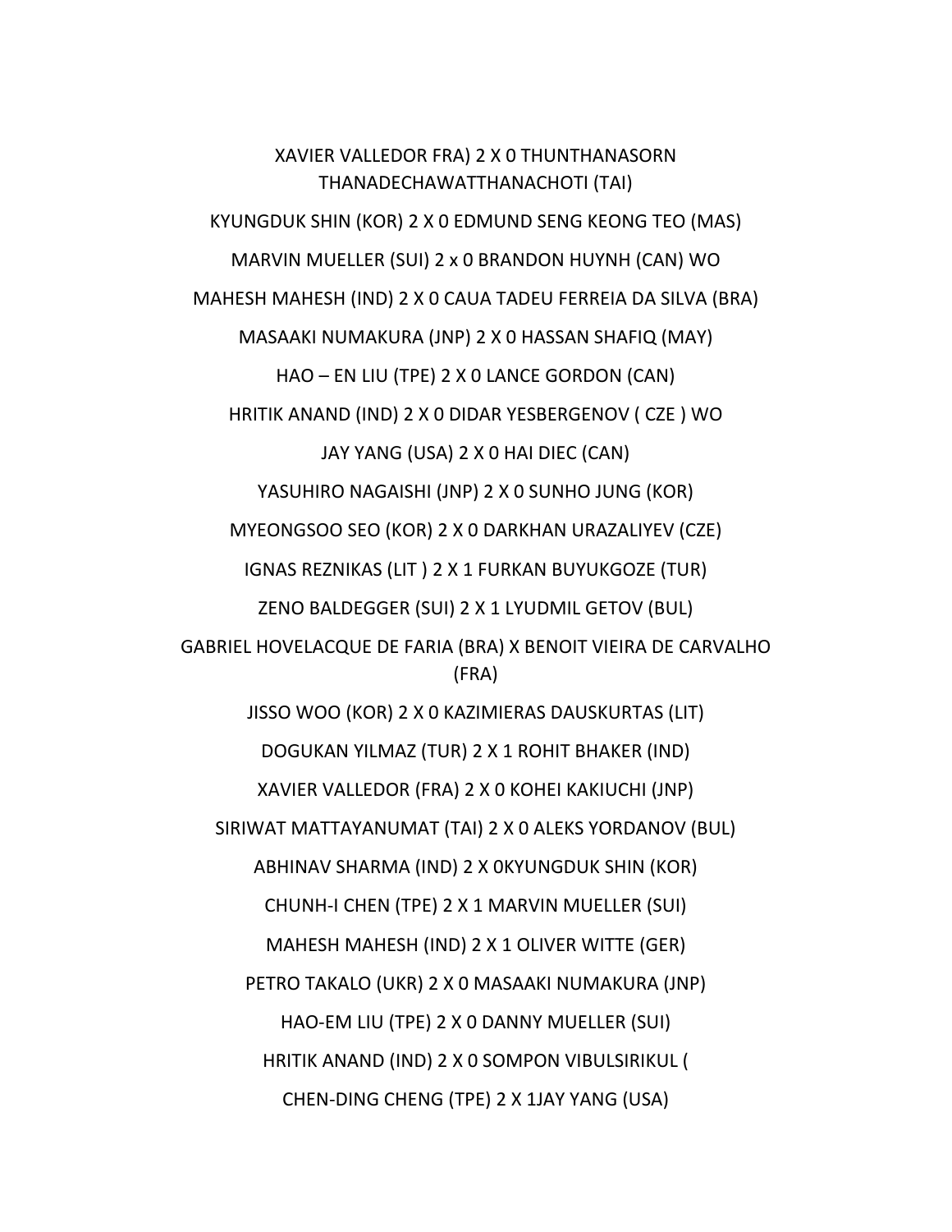XAVIER VALLEDOR FRA) 2 X 0 THUNTHANASORN THANADECHAWATTHANACHOTI (TAI)

KYUNGDUK SHIN (KOR) 2 X 0 EDMUND SENG KEONG TEO (MAS)

MARVIN MUELLER (SUI) 2 x 0 BRANDON HUYNH (CAN) WO

MAHESH MAHESH (IND) 2 X 0 CAUA TADEU FERREIA DA SILVA (BRA)

MASAAKI NUMAKURA (JNP) 2 X 0 HASSAN SHAFIQ (MAY)

HAO – EN LIU (TPE) 2 X 0 LANCE GORDON (CAN)

HRITIK ANAND (IND) 2 X 0 DIDAR YESBERGENOV ( CZE ) WO

JAY YANG (USA) 2 X 0 HAI DIEC (CAN)

YASUHIRO NAGAISHI (JNP) 2 X 0 SUNHO JUNG (KOR)

MYEONGSOO SEO (KOR) 2 X 0 DARKHAN URAZALIYEV (CZE)

IGNAS REZNIKAS (LIT ) 2 X 1 FURKAN BUYUKGOZE (TUR)

ZENO BALDEGGER (SUI) 2 X 1 LYUDMIL GETOV (BUL)

GABRIEL HOVELACQUE DE FARIA (BRA) X BENOIT VIEIRA DE CARVALHO (FRA)

JISSO WOO (KOR) 2 X 0 KAZIMIERAS DAUSKURTAS (LIT)

DOGUKAN YILMAZ (TUR) 2 X 1 ROHIT BHAKER (IND)

XAVIER VALLEDOR (FRA) 2 X 0 KOHEI KAKIUCHI (JNP)

SIRIWAT MATTAYANUMAT (TAI) 2 X 0 ALEKS YORDANOV (BUL)

ABHINAV SHARMA (IND) 2 X 0KYUNGDUK SHIN (KOR)

CHUNH-I CHEN (TPE) 2 X 1 MARVIN MUELLER (SUI)

MAHESH MAHESH (IND) 2 X 1 OLIVER WITTE (GER)

PETRO TAKALO (UKR) 2 X 0 MASAAKI NUMAKURA (JNP)

HAO-EM LIU (TPE) 2 X 0 DANNY MUELLER (SUI)

HRITIK ANAND (IND) 2 X 0 SOMPON VIBULSIRIKUL (

CHEN-DING CHENG (TPE) 2 X 1JAY YANG (USA)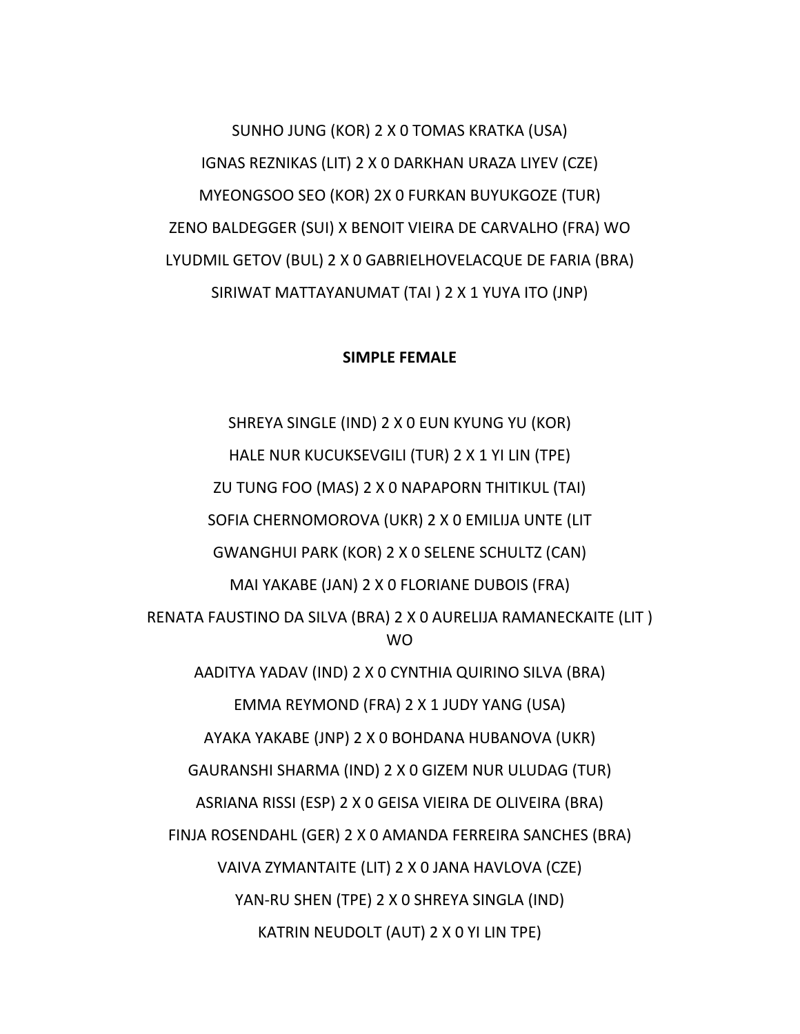SUNHO JUNG (KOR) 2 X 0 TOMAS KRATKA (USA)

IGNAS REZNIKAS (LIT) 2 X 0 DARKHAN URAZA LIYEV (CZE)

MYEONGSOO SEO (KOR) 2X 0 FURKAN BUYUKGOZE (TUR)

ZENO BALDEGGER (SUI) X BENOIT VIEIRA DE CARVALHO (FRA) WO

LYUDMIL GETOV (BUL) 2 X 0 GABRIELHOVELACQUE DE FARIA (BRA)

SIRIWAT MATTAYANUMAT (TAI ) 2 X 1 YUYA ITO (JNP)

**SIMPLE FEMALE**

SHREYA SINGLE (IND) 2 X 0 EUN KYUNG YU (KOR)

HALE NUR KUCUKSEVGILI (TUR) 2 X 1 YI LIN (TPE)

ZU TUNG FOO (MAS) 2 X 0 NAPAPORN THITIKUL (TAI)

SOFIA CHERNOMOROVA (UKR) 2 X 0 EMILIJA UNTE (LIT

GWANGHUI PARK (KOR) 2 X 0 SELENE SCHULTZ (CAN)

MAI YAKABE (JAN) 2 X 0 FLORIANE DUBOIS (FRA)

RENATA FAUSTINO DA SILVA (BRA) 2 X 0 AURELIJA RAMANECKAITE (LIT ) WO

AADITYA YADAV (IND) 2 X 0 CYNTHIA QUIRINO SILVA (BRA)

EMMA REYMOND (FRA) 2 X 1 JUDY YANG (USA)

AYAKA YAKABE (JNP) 2 X 0 BOHDANA HUBANOVA (UKR)

GAURANSHI SHARMA (IND) 2 X 0 GIZEM NUR ULUDAG (TUR)

ASRIANA RISSI (ESP) 2 X 0 GEISA VIEIRA DE OLIVEIRA (BRA)

FINJA ROSENDAHL (GER) 2 X 0 AMANDA FERREIRA SANCHES (BRA)

VAIVA ZYMANTAITE (LIT) 2 X 0 JANA HAVLOVA (CZE)

YAN-RU SHEN (TPE) 2 X 0 SHREYA SINGLA (IND)

KATRIN NEUDOLT (AUT) 2 X 0 YI LIN TPE)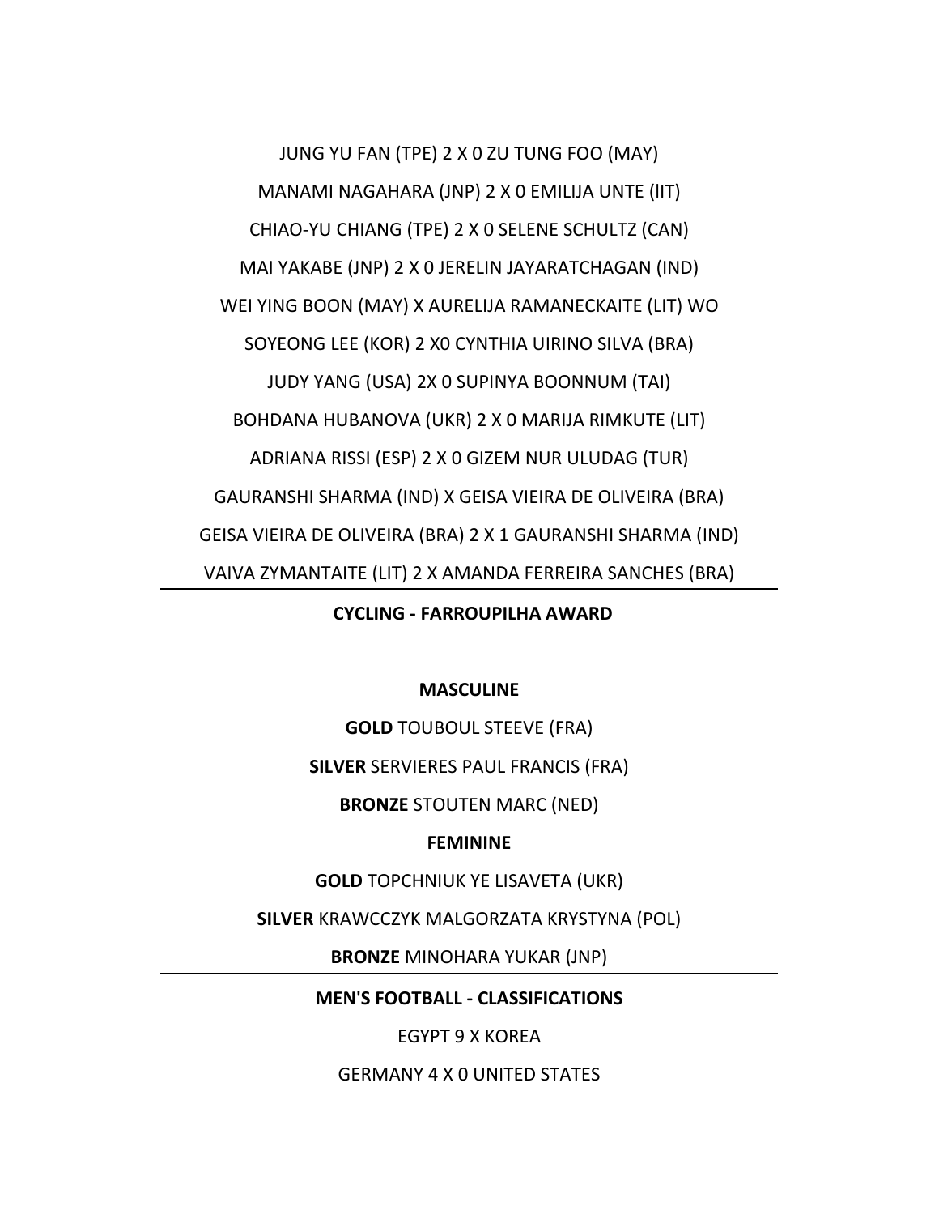JUNG YU FAN (TPE) 2 X 0 ZU TUNG FOO (MAY)

MANAMI NAGAHARA (JNP) 2 X 0 EMILIJA UNTE (lIT)

CHIAO-YU CHIANG (TPE) 2 X 0 SELENE SCHULTZ (CAN)

MAI YAKABE (JNP) 2 X 0 JERELIN JAYARATCHAGAN (IND)

WEI YING BOON (MAY) X AURELIJA RAMANECKAITE (LIT) WO

SOYEONG LEE (KOR) 2 X0 CYNTHIA UIRINO SILVA (BRA)

JUDY YANG (USA) 2X 0 SUPINYA BOONNUM (TAI)

BOHDANA HUBANOVA (UKR) 2 X 0 MARIJA RIMKUTE (LIT)

ADRIANA RISSI (ESP) 2 X 0 GIZEM NUR ULUDAG (TUR)

GAURANSHI SHARMA (IND) X GEISA VIEIRA DE OLIVEIRA (BRA)

GEISA VIEIRA DE OLIVEIRA (BRA) 2 X 1 GAURANSHI SHARMA (IND)

VAIVA ZYMANTAITE (LIT) 2 X AMANDA FERREIRA SANCHES (BRA)

---

**CYCLING - FARROUPILHA AWARD**

**MASCULINE**

**GOLD** TOUBOUL STEEVE (FRA)

**SILVER** SERVIERES PAUL FRANCIS (FRA)

**BRONZE** STOUTEN MARC (NED)

**FEMININE**

**GOLD** TOPCHNIUK YE LISAVETA (UKR)

**SILVER** KRAWCCZYK MALGORZATA KRYSTYNA (POL)

**BRONZE** MINOHARA YUKAR (JNP)

---

**MEN'S FOOTBALL - CLASSIFICATIONS**

EGYPT 9 X KOREA

GERMANY 4 X 0 UNITED STATES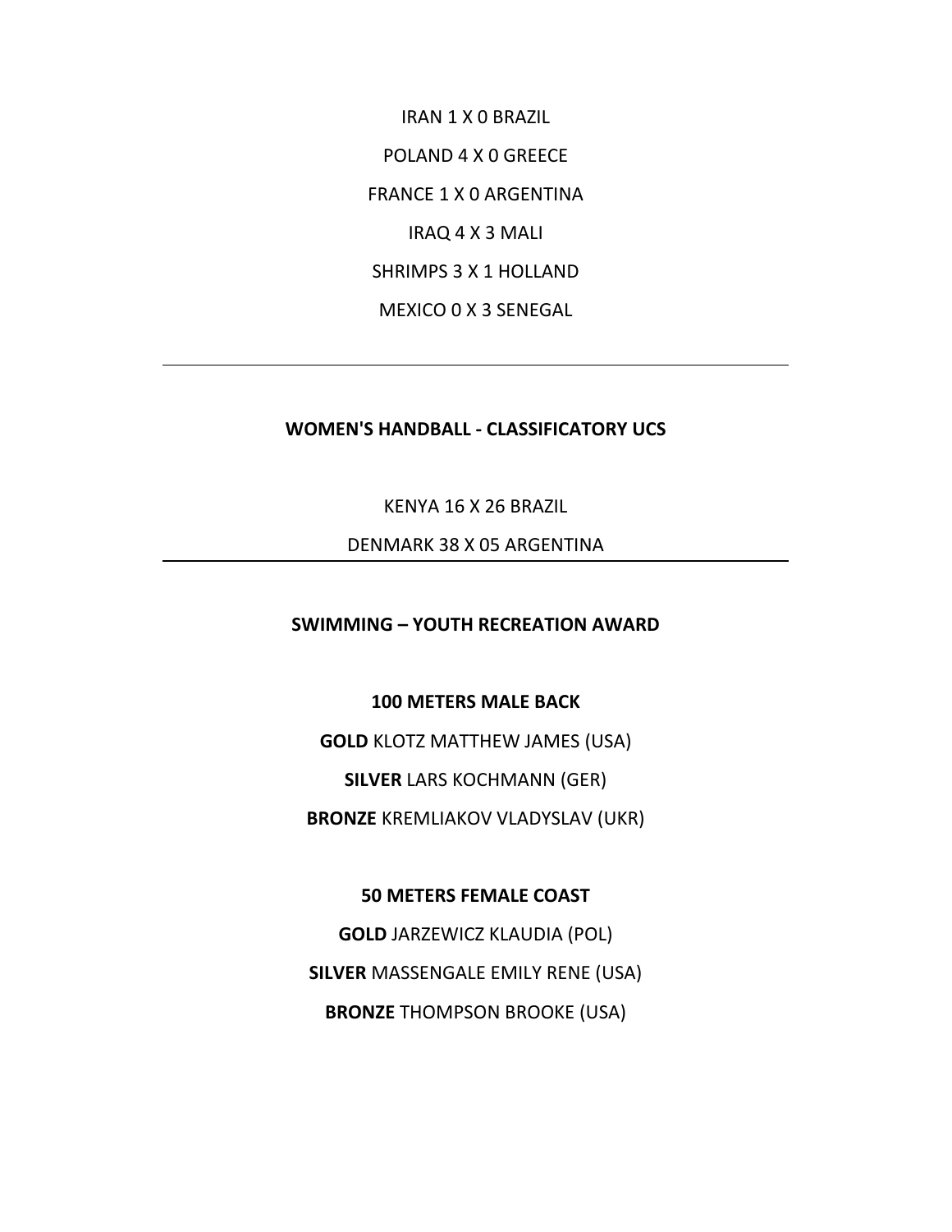IRAN 1 X 0 BRAZIL

POLAND 4 X 0 GREECE

FRANCE 1 X 0 ARGENTINA

IRAQ 4 X 3 MALI

SHRIMPS 3 X 1 HOLLAND

MEXICO 0 X 3 SENEGAL

---

**WOMEN'S HANDBALL - CLASSIFICATORY UCS**

KENYA 16 X 26 BRAZIL

DENMARK 38 X 05 ARGENTINA

---

**SWIMMING – YOUTH RECREATION AWARD**

**100 METERS MALE BACK**

**GOLD** KLOTZ MATTHEW JAMES (USA)

**SILVER** LARS KOCHMANN (GER)

**BRONZE** KREMLIAKOV VLADYSLAV (UKR)

**50 METERS FEMALE COAST**

**GOLD** JARZEWICZ KLAUDIA (POL)

**SILVER** MASSENGALE EMILY RENE (USA)

**BRONZE** THOMPSON BROOKE (USA)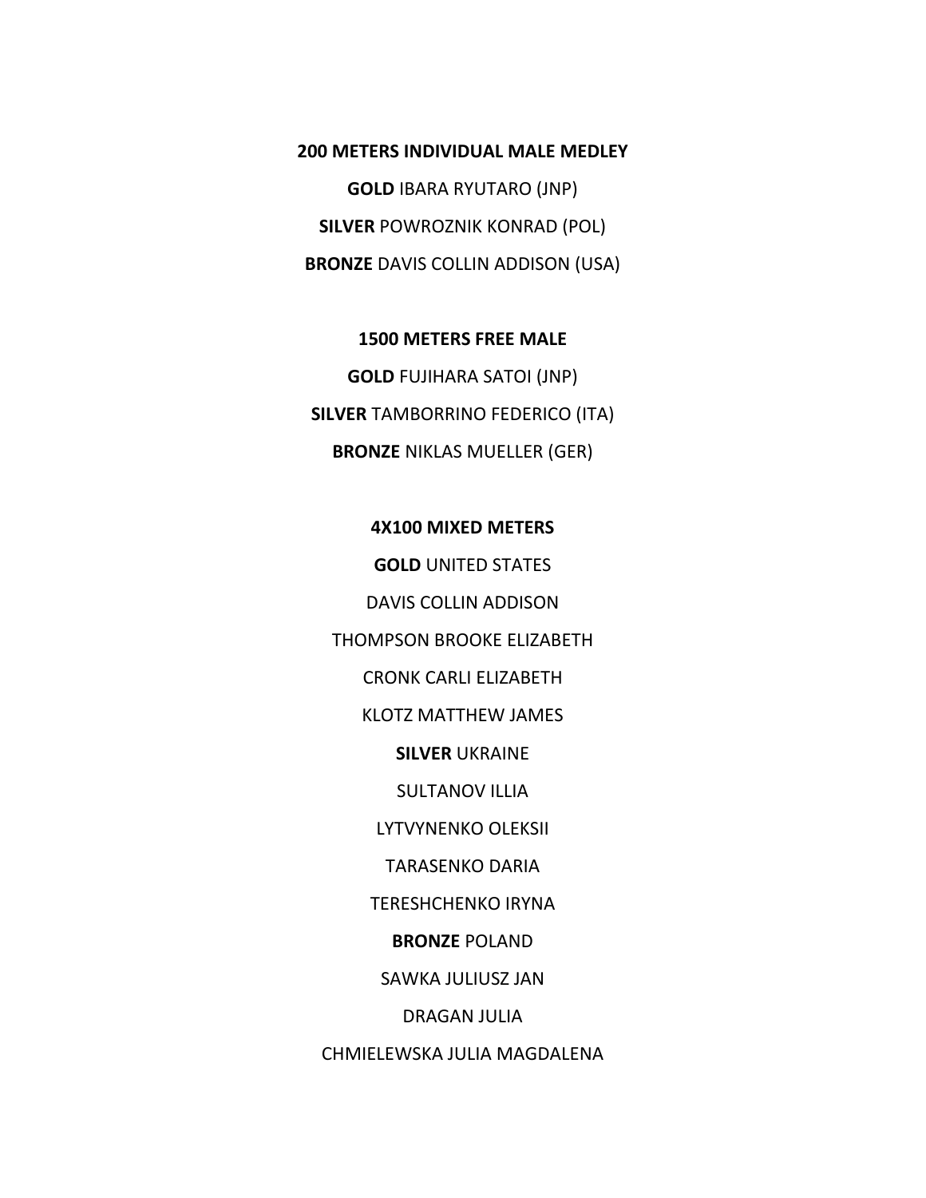**200 METERS INDIVIDUAL MALE MEDLEY**

**GOLD** IBARA RYUTARO (JNP)

**SILVER** POWROZNIK KONRAD (POL)

**BRONZE** DAVIS COLLIN ADDISON (USA)

**1500 METERS FREE MALE**

**GOLD** FUJIHARA SATOI (JNP)

**SILVER** TAMBORRINO FEDERICO (ITA)

**BRONZE** NIKLAS MUELLER (GER)

**4X100 MIXED METERS**

**GOLD** UNITED STATES

DAVIS COLLIN ADDISON

THOMPSON BROOKE ELIZABETH

CRONK CARLI ELIZABETH

KLOTZ MATTHEW JAMES

**SILVER** UKRAINE

SULTANOV ILLIA

LYTVYNENKO OLEKSII

TARASENKO DARIA

TERESHCHENKO IRYNA

**BRONZE** POLAND

SAWKA JULIUSZ JAN

DRAGAN JULIA

CHMIELEWSKA JULIA MAGDALENA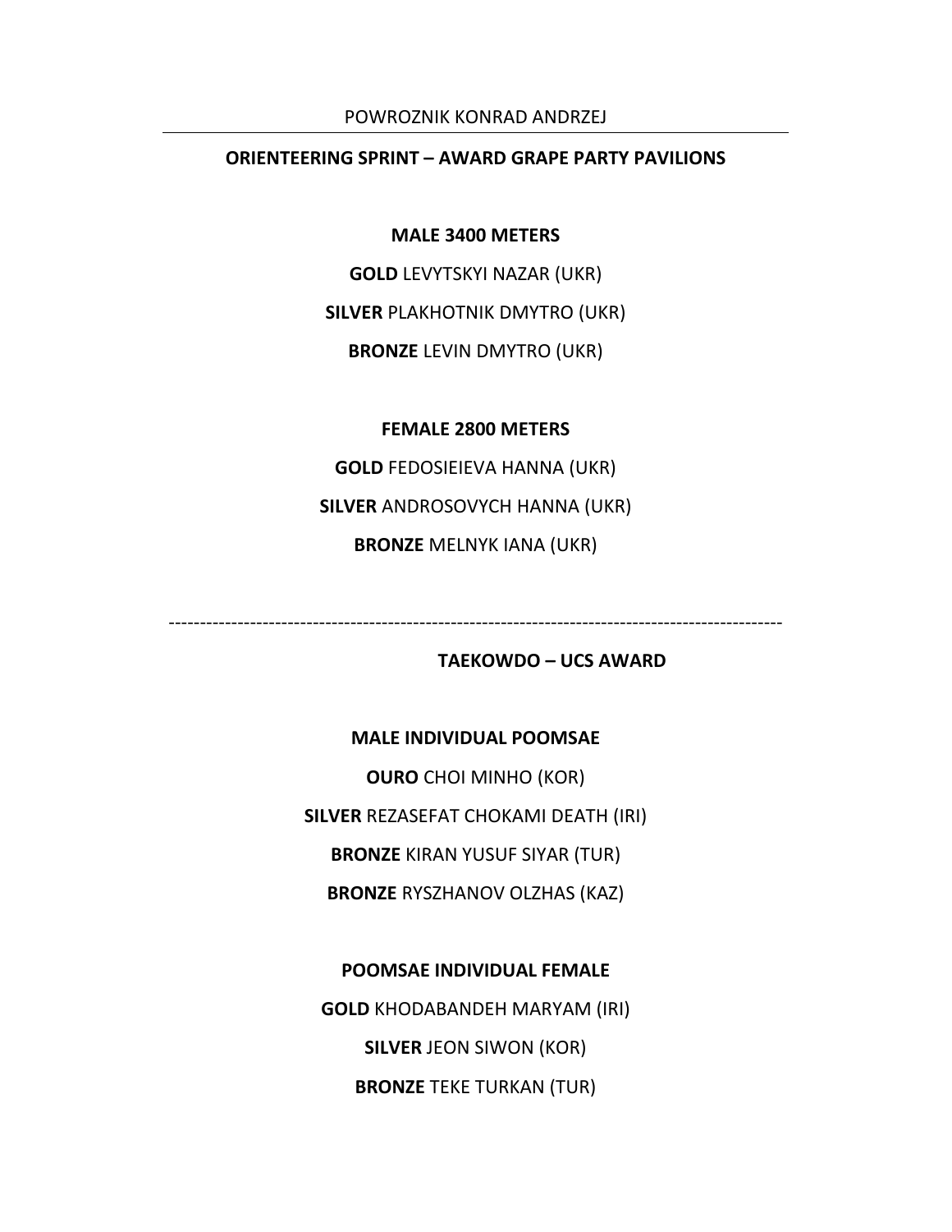POWROZNIK KONRAD ANDRZEJ

---

**ORIENTEERING SPRINT – AWARD GRAPE PARTY PAVILIONS**

**MALE 3400 METERS**

**GOLD** LEVYTSKYI NAZAR (UKR)

**SILVER** PLAKHOTNIK DMYTRO (UKR)

**BRONZE** LEVIN DMYTRO (UKR)

**FEMALE 2800 METERS**

**GOLD** FEDOSIEIEVA HANNA (UKR)

**SILVER** ANDROSOVYCH HANNA (UKR)

**BRONZE** MELNYK IANA (UKR)

-----------------------------------------------------------------------------------------------------

**TAEKOWDO – UCS AWARD**

**MALE INDIVIDUAL POOMSAE**

**OURO** CHOI MINHO (KOR)

**SILVER** REZASEFAT CHOKAMI DEATH (IRI)

**BRONZE** KIRAN YUSUF SIYAR (TUR)

**BRONZE** RYSZHANOV OLZHAS (KAZ)

**POOMSAE INDIVIDUAL FEMALE**

**GOLD** KHODABANDEH MARYAM (IRI)

**SILVER** JEON SIWON (KOR)

**BRONZE** TEKE TURKAN (TUR)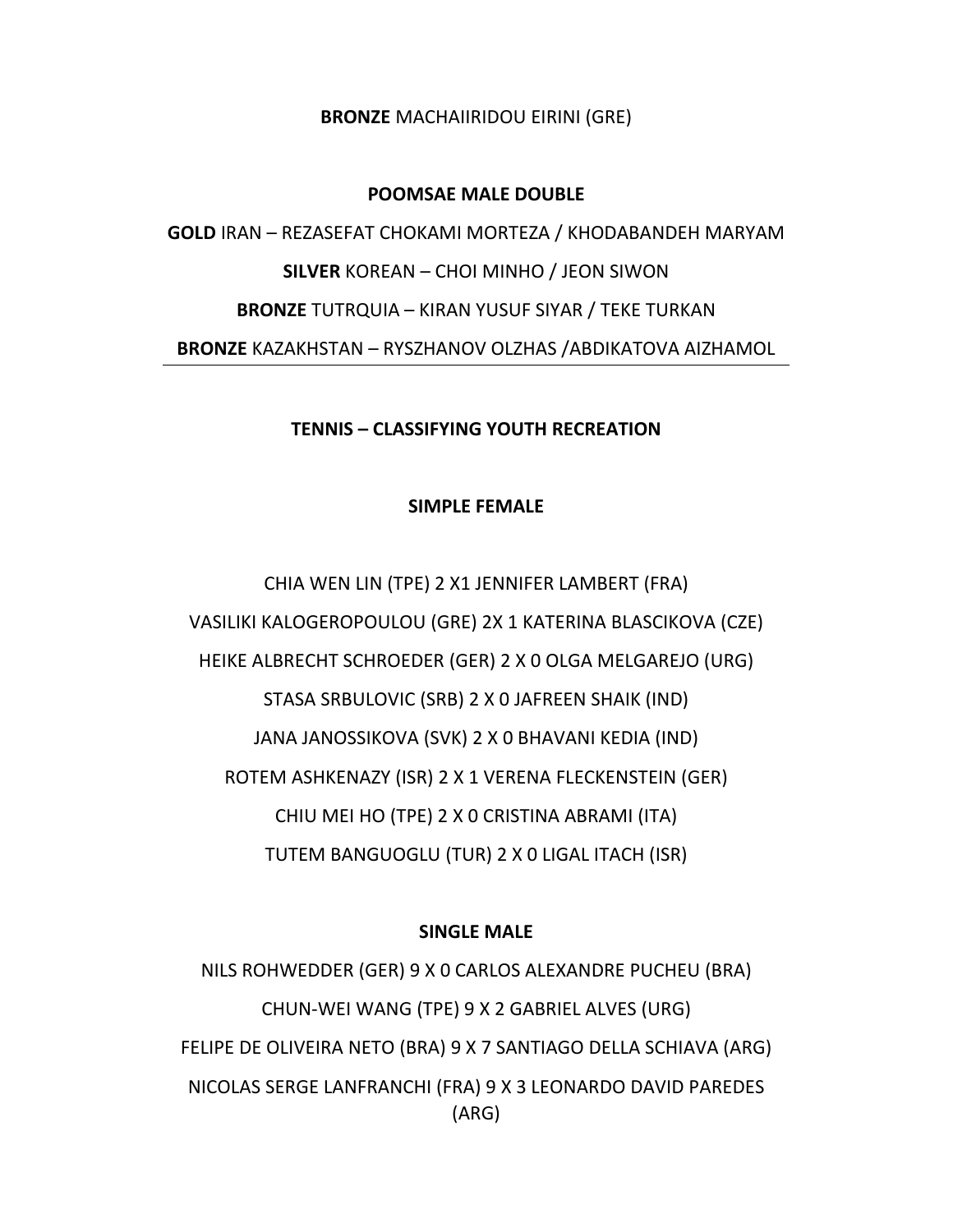**BRONZE** MACHAIIRIDOU EIRINI (GRE)

**POOMSAE MALE DOUBLE**

**GOLD** IRAN – REZASEFAT CHOKAMI MORTEZA / KHODABANDEH MARYAM

**SILVER** KOREAN – CHOI MINHO / JEON SIWON

**BRONZE** TUTRQUIA – KIRAN YUSUF SIYAR / TEKE TURKAN

**BRONZE** KAZAKHSTAN – RYSZHANOV OLZHAS /ABDIKATOVA AIZHAMOL

---

**TENNIS – CLASSIFYING YOUTH RECREATION**

**SIMPLE FEMALE**

CHIA WEN LIN (TPE) 2 X1 JENNIFER LAMBERT (FRA)

VASILIKI KALOGEROPOULOU (GRE) 2X 1 KATERINA BLASCIKOVA (CZE)

HEIKE ALBRECHT SCHROEDER (GER) 2 X 0 OLGA MELGAREJO (URG)

STASA SRBULOVIC (SRB) 2 X 0 JAFREEN SHAIK (IND)

JANA JANOSSIKOVA (SVK) 2 X 0 BHAVANI KEDIA (IND)

ROTEM ASHKENAZY (ISR) 2 X 1 VERENA FLECKENSTEIN (GER)

CHIU MEI HO (TPE) 2 X 0 CRISTINA ABRAMI (ITA)

TUTEM BANGUOGLU (TUR) 2 X 0 LIGAL ITACH (ISR)

**SINGLE MALE**

NILS ROHWEDDER (GER) 9 X 0 CARLOS ALEXANDRE PUCHEU (BRA)

CHUN-WEI WANG (TPE) 9 X 2 GABRIEL ALVES (URG)

FELIPE DE OLIVEIRA NETO (BRA) 9 X 7 SANTIAGO DELLA SCHIAVA (ARG)

NICOLAS SERGE LANFRANCHI (FRA) 9 X 3 LEONARDO DAVID PAREDES (ARG)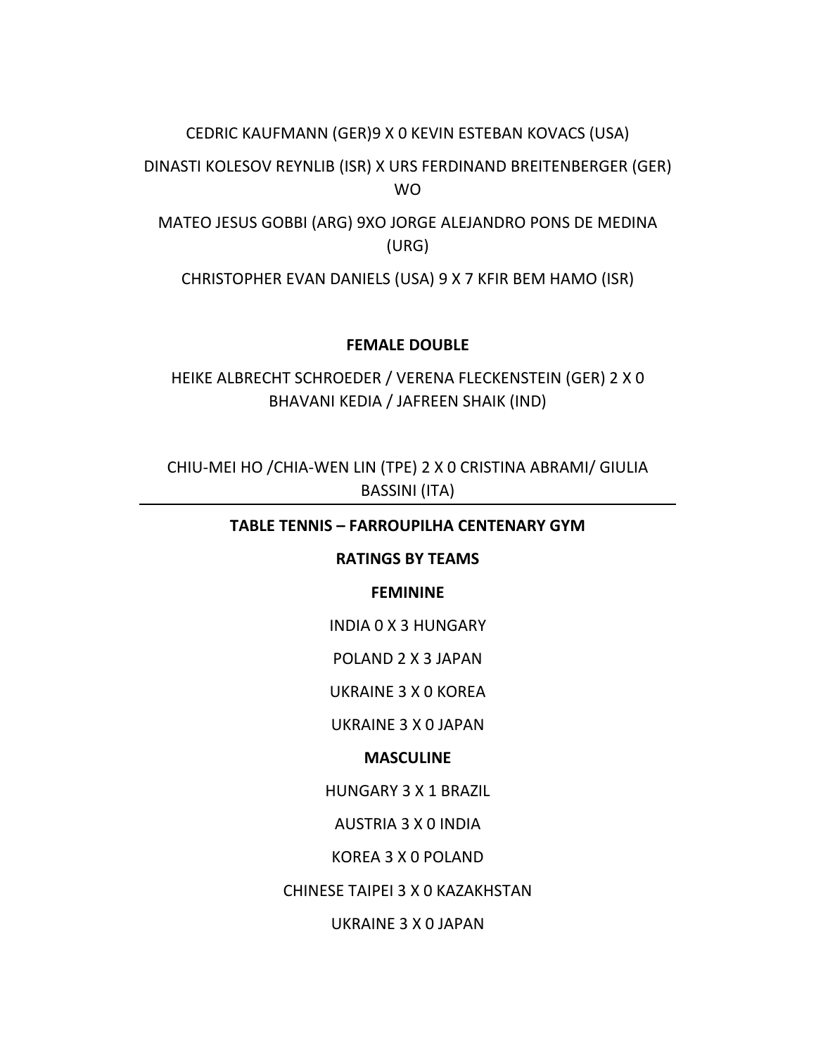CEDRIC KAUFMANN (GER)9 X 0 KEVIN ESTEBAN KOVACS (USA)

DINASTI KOLESOV REYNLIB (ISR) X URS FERDINAND BREITENBERGER (GER) WO

MATEO JESUS GOBBI (ARG) 9XO JORGE ALEJANDRO PONS DE MEDINA (URG)

CHRISTOPHER EVAN DANIELS (USA) 9 X 7 KFIR BEM HAMO (ISR)

**FEMALE DOUBLE**

HEIKE ALBRECHT SCHROEDER / VERENA FLECKENSTEIN (GER) 2 X 0 BHAVANI KEDIA / JAFREEN SHAIK (IND)

CHIU-MEI HO /CHIA-WEN LIN (TPE) 2 X 0 CRISTINA ABRAMI/ GIULIA BASSINI (ITA)

---

**TABLE TENNIS – FARROUPILHA CENTENARY GYM**

**RATINGS BY TEAMS**

**FEMININE**

INDIA 0 X 3 HUNGARY

POLAND 2 X 3 JAPAN

UKRAINE 3 X 0 KOREA

UKRAINE 3 X 0 JAPAN

**MASCULINE**

HUNGARY 3 X 1 BRAZIL

AUSTRIA 3 X 0 INDIA

KOREA 3 X 0 POLAND

CHINESE TAIPEI 3 X 0 KAZAKHSTAN

UKRAINE 3 X 0 JAPAN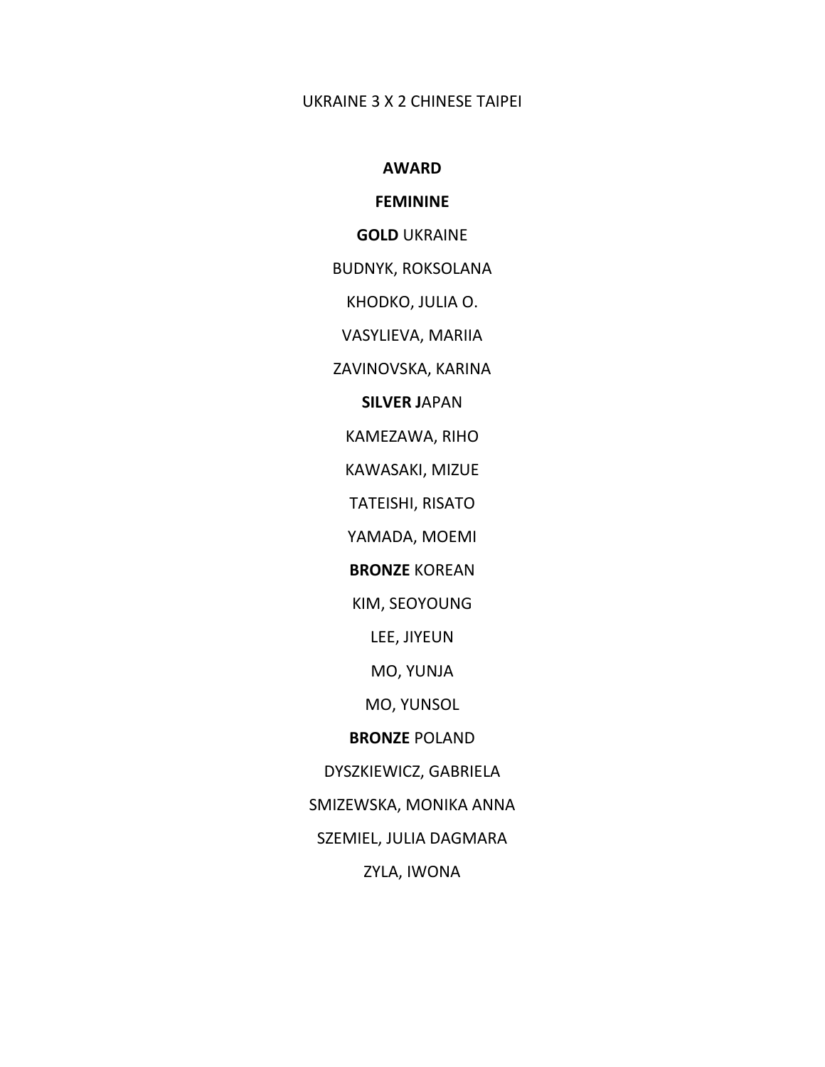UKRAINE 3 X 2 CHINESE TAIPEI

**AWARD**

**FEMININE**

**GOLD** UKRAINE

BUDNYK, ROKSOLANA

KHODKO, JULIA O.

VASYLIEVA, MARIIA

ZAVINOVSKA, KARINA

**SILVER J**APAN

KAMEZAWA, RIHO

KAWASAKI, MIZUE

TATEISHI, RISATO

YAMADA, MOEMI

**BRONZE** KOREAN

KIM, SEOYOUNG

LEE, JIYEUN

MO, YUNJA

MO, YUNSOL

**BRONZE** POLAND

DYSZKIEWICZ, GABRIELA

SMIZEWSKA, MONIKA ANNA

SZEMIEL, JULIA DAGMARA

ZYLA, IWONA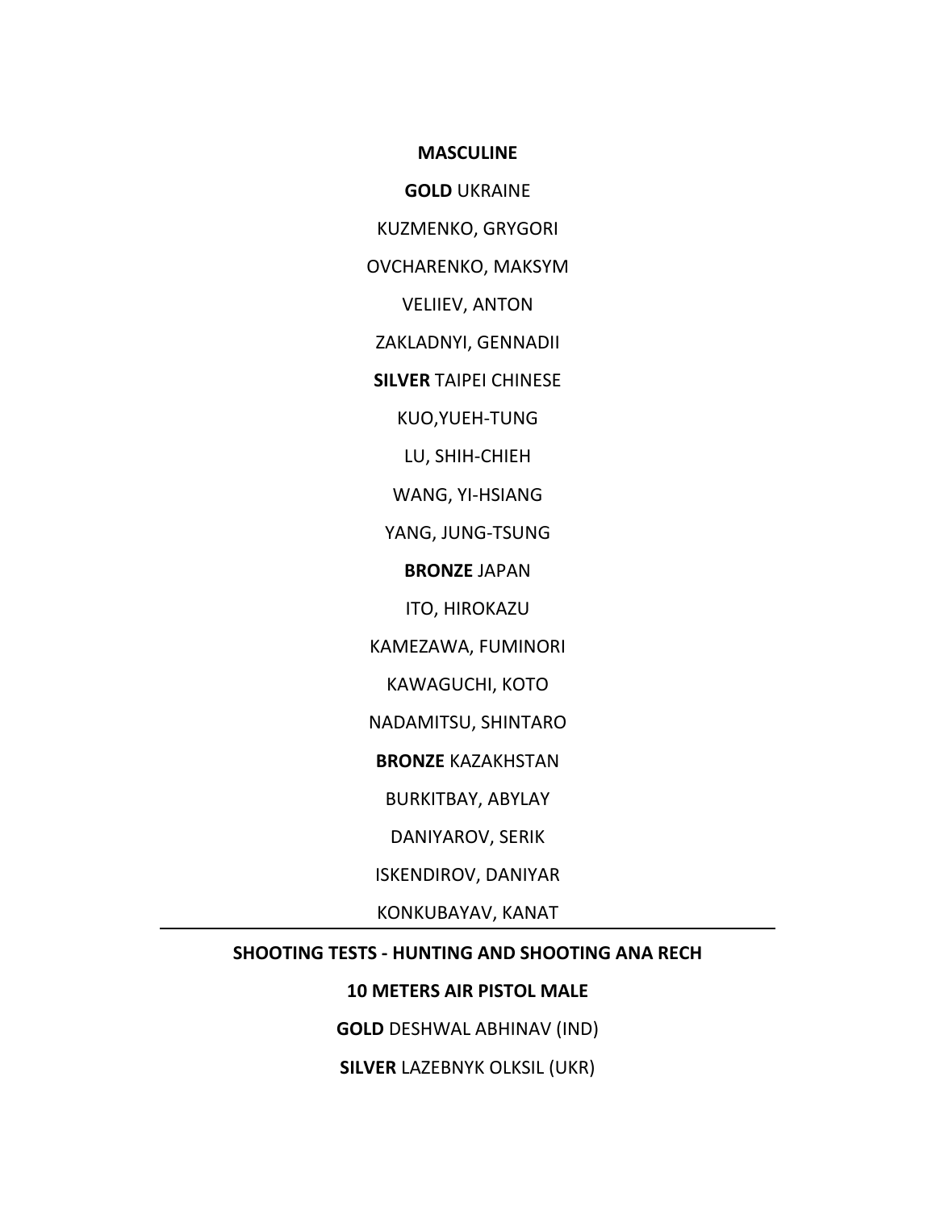**MASCULINE**

**GOLD** UKRAINE

KUZMENKO, GRYGORI

OVCHARENKO, MAKSYM

VELIIEV, ANTON

ZAKLADNYI, GENNADII

**SILVER** TAIPEI CHINESE

KUO,YUEH-TUNG

LU, SHIH-CHIEH

WANG, YI-HSIANG

YANG, JUNG-TSUNG

**BRONZE** JAPAN

ITO, HIROKAZU

KAMEZAWA, FUMINORI

KAWAGUCHI, KOTO

NADAMITSU, SHINTARO

**BRONZE** KAZAKHSTAN

BURKITBAY, ABYLAY

DANIYAROV, SERIK

ISKENDIROV, DANIYAR

KONKUBAYAV, KANAT

---

**SHOOTING TESTS - HUNTING AND SHOOTING ANA RECH**

**10 METERS AIR PISTOL MALE**

**GOLD** DESHWAL ABHINAV (IND)

**SILVER** LAZEBNYK OLKSIL (UKR)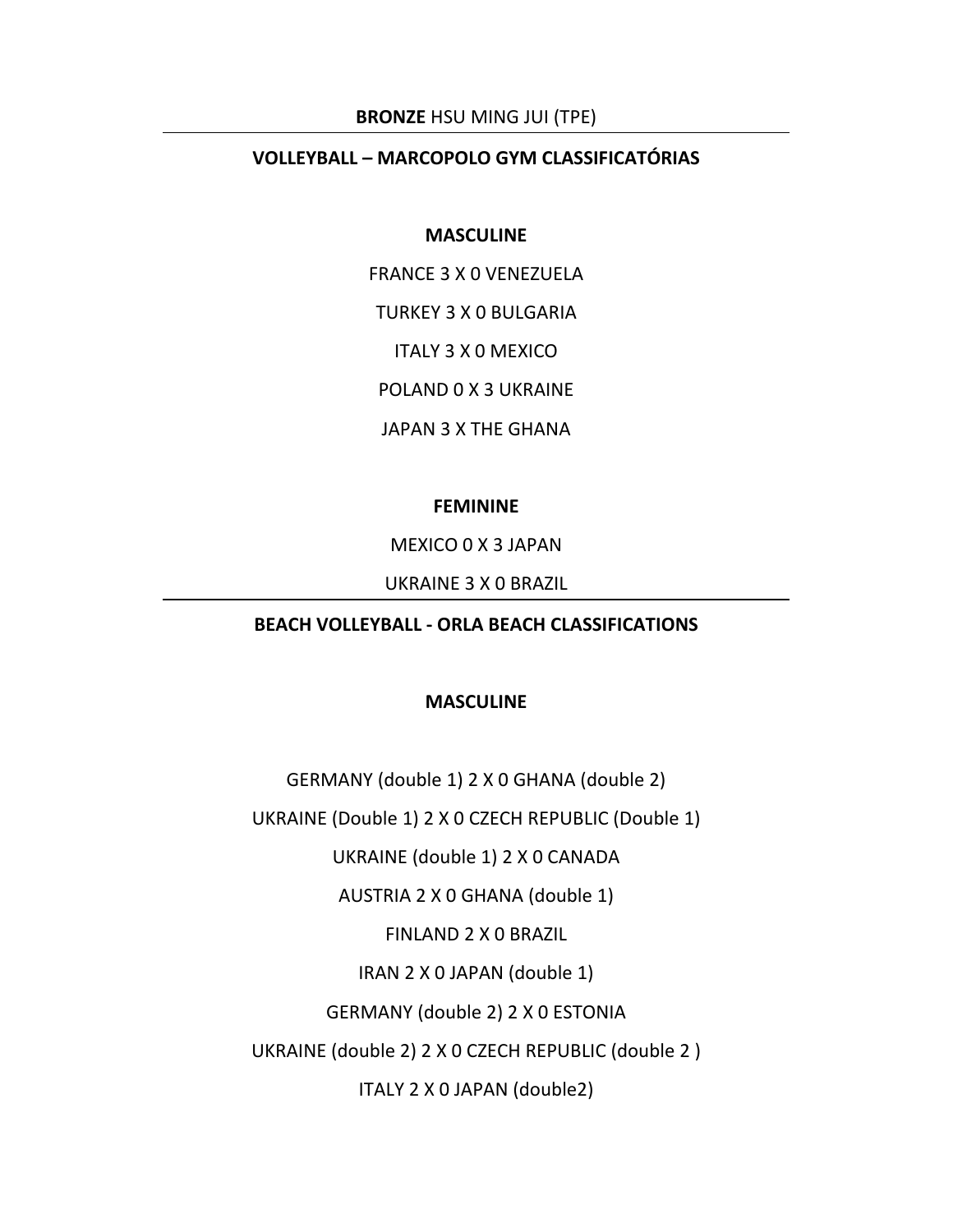**BRONZE** HSU MING JUI (TPE)

---

**VOLLEYBALL – MARCOPOLO GYM CLASSIFICATÓRIAS**

**MASCULINE**

FRANCE 3 X 0 VENEZUELA

TURKEY 3 X 0 BULGARIA

ITALY 3 X 0 MEXICO

POLAND 0 X 3 UKRAINE

JAPAN 3 X THE GHANA

**FEMININE**

MEXICO 0 X 3 JAPAN

UKRAINE 3 X 0 BRAZIL

---

**BEACH VOLLEYBALL - ORLA BEACH CLASSIFICATIONS**

**MASCULINE**

GERMANY (double 1) 2 X 0 GHANA (double 2)

UKRAINE (Double 1) 2 X 0 CZECH REPUBLIC (Double 1)

UKRAINE (double 1) 2 X 0 CANADA

AUSTRIA 2 X 0 GHANA (double 1)

FINLAND 2 X 0 BRAZIL

IRAN 2 X 0 JAPAN (double 1)

GERMANY (double 2) 2 X 0 ESTONIA

UKRAINE (double 2) 2 X 0 CZECH REPUBLIC (double 2 )

ITALY 2 X 0 JAPAN (double2)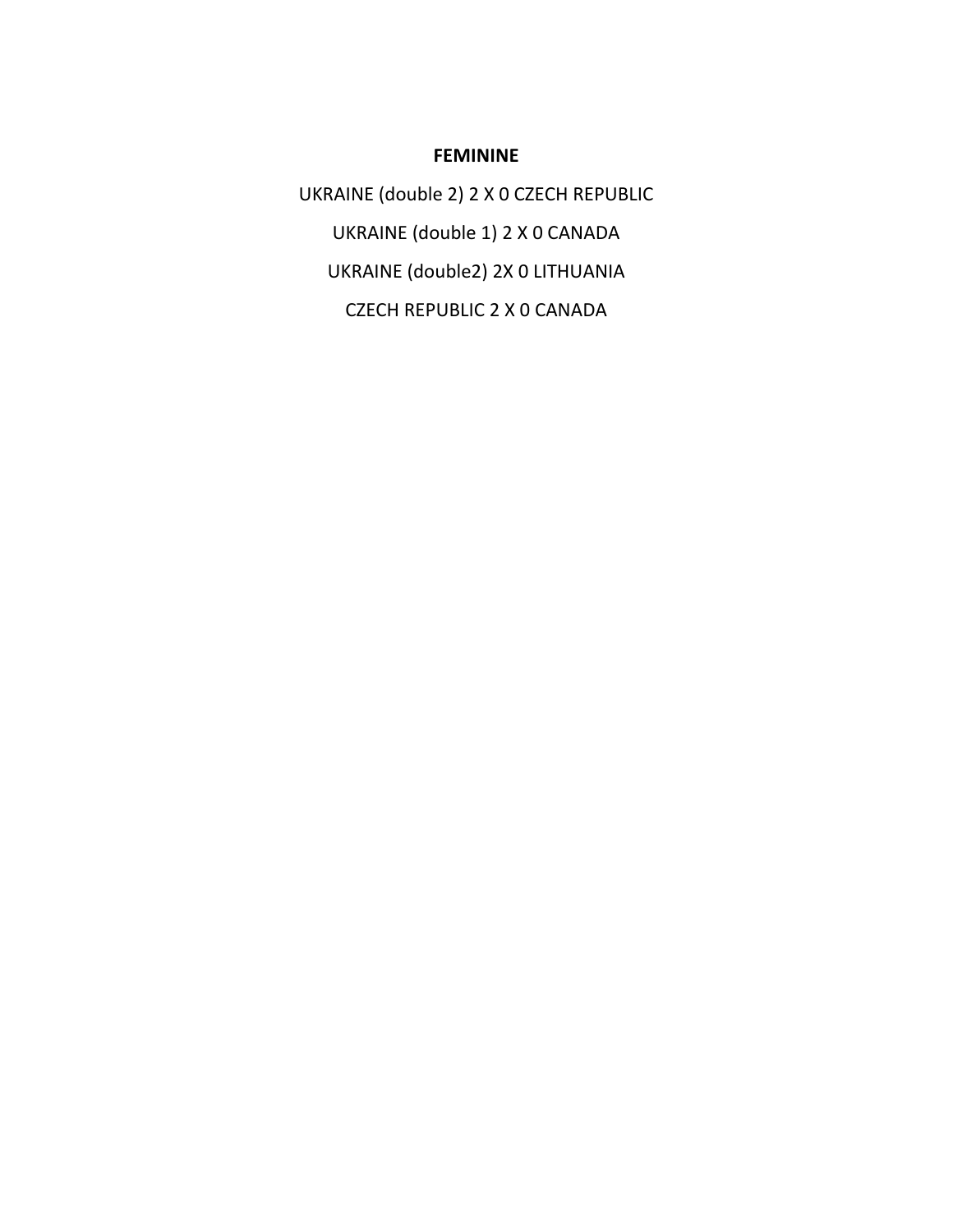**FEMININE**

UKRAINE (double 2) 2 X 0 CZECH REPUBLIC

UKRAINE (double 1) 2 X 0 CANADA

UKRAINE (double2) 2X 0 LITHUANIA

CZECH REPUBLIC 2 X 0 CANADA